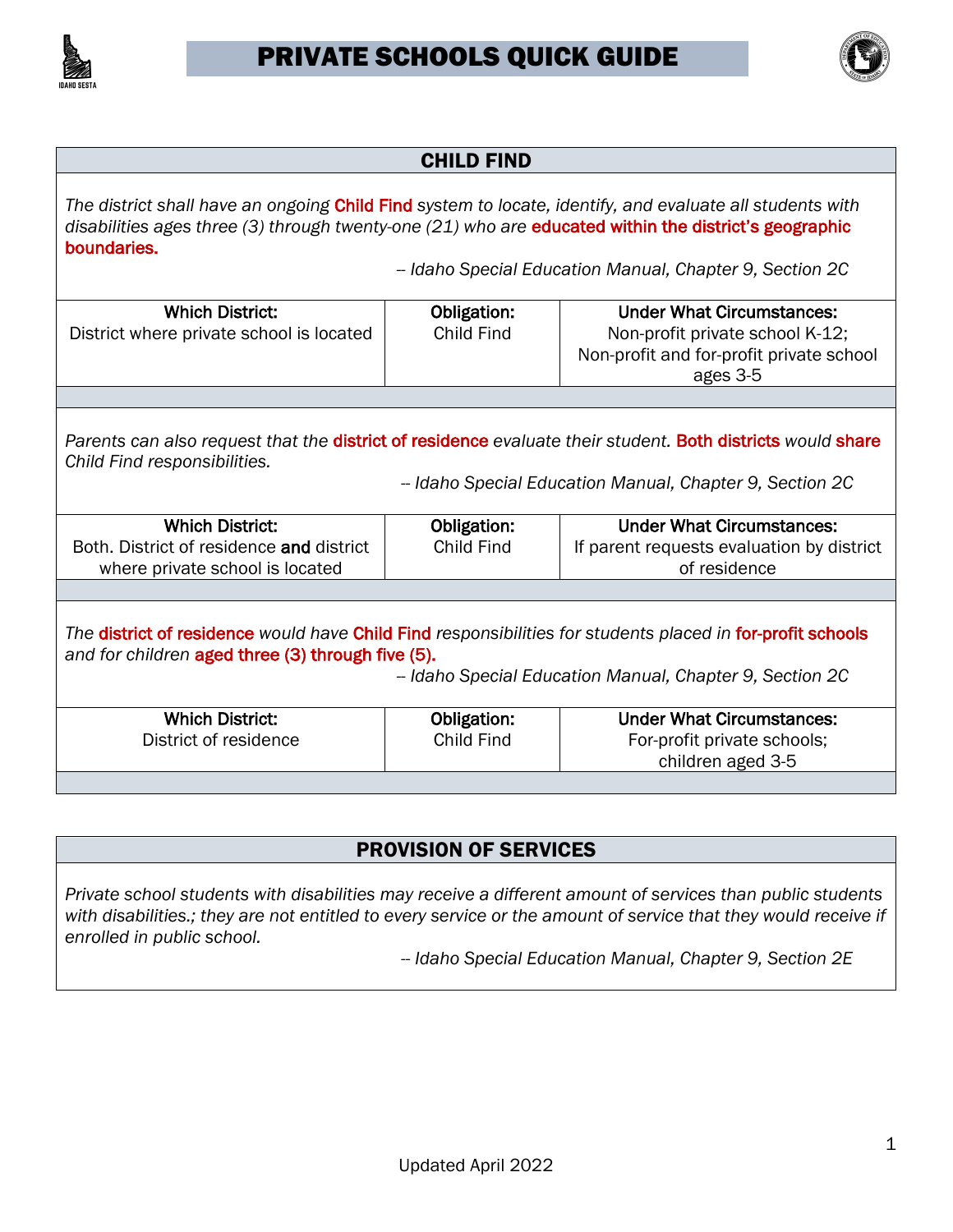# PRIVATE SCHOOLS QUICK GUIDE

## CHILD FIND

*The district shall have an ongoing* **Child Find** *system to locate, identify, and evaluate all students with disabilities ages three (3) through twenty-one (21) who are* **educated within the district's geographic boundaries.**

*-- Idaho Special Education Manual, Chapter 9, Section 2C*

| Which District: | Obligation: | Under What Circumstances: |
|---|---|---|
| District where private school is located | Child Find | Non-profit private school K-12; Non-profit and for-profit private school ages 3-5 |

*Parents can also request that the* **district of residence** *evaluate their student.* **Both districts** *would* **share** *Child Find responsibilities.*

*-- Idaho Special Education Manual, Chapter 9, Section 2C*

| Which District: | Obligation: | Under What Circumstances: |
|---|---|---|
| Both. District of residence **and** district where private school is located | Child Find | If parent requests evaluation by district of residence |

*The* **district of residence** *would have* **Child Find** *responsibilities for students placed in* **for-profit schools** *and for children* **aged three (3) through five (5).**

*-- Idaho Special Education Manual, Chapter 9, Section 2C*

| Which District: | Obligation: | Under What Circumstances: |
|---|---|---|
| District of residence | Child Find | For-profit private schools; children aged 3-5 |

## PROVISION OF SERVICES

*Private school students with disabilities may receive a different amount of services than public students with disabilities.; they are not entitled to every service or the amount of service that they would receive if enrolled in public school.*

*-- Idaho Special Education Manual, Chapter 9, Section 2E*

Updated April 2022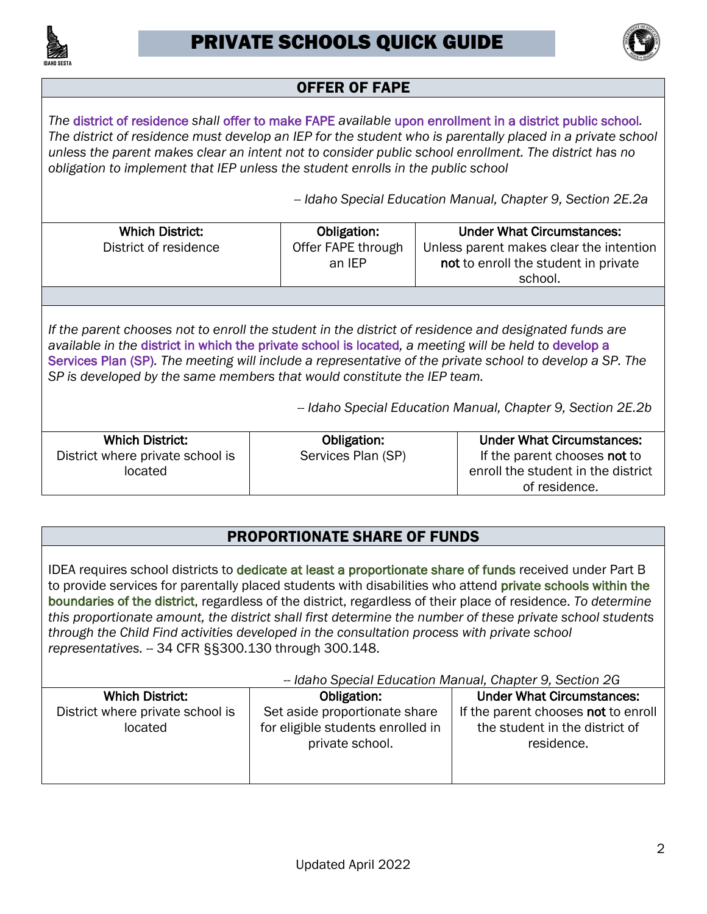# PRIVATE SCHOOLS QUICK GUIDE

## OFFER OF FAPE

*The district of residence shall offer to make FAPE available upon enrollment in a district public school. The district of residence must develop an IEP for the student who is parentally placed in a private school unless the parent makes clear an intent not to consider public school enrollment. The district has no obligation to implement that IEP unless the student enrolls in the public school*

*-- Idaho Special Education Manual, Chapter 9, Section 2E.2a*

| Which District: | Obligation: | Under What Circumstances: |
|---|---|---|
| District of residence | Offer FAPE through an IEP | Unless parent makes clear the intention **not** to enroll the student in private school. |

*If the parent chooses not to enroll the student in the district of residence and designated funds are available in the district in which the private school is located, a meeting will be held to develop a Services Plan (SP). The meeting will include a representative of the private school to develop a SP. The SP is developed by the same members that would constitute the IEP team.*

*-- Idaho Special Education Manual, Chapter 9, Section 2E.2b*

| Which District: | Obligation: | Under What Circumstances: |
|---|---|---|
| District where private school is located | Services Plan (SP) | If the parent chooses **not** to enroll the student in the district of residence. |

## PROPORTIONATE SHARE OF FUNDS

IDEA requires school districts to dedicate at least a proportionate share of funds received under Part B to provide services for parentally placed students with disabilities who attend private schools within the boundaries of the district, regardless of the district, regardless of their place of residence. *To determine this proportionate amount, the district shall first determine the number of these private school students through the Child Find activities developed in the consultation process with private school representatives.* -- 34 CFR §§300.130 through 300.148.

*-- Idaho Special Education Manual, Chapter 9, Section 2G*

| Which District: | Obligation: | Under What Circumstances: |
|---|---|---|
| District where private school is located | Set aside proportionate share for eligible students enrolled in private school. | If the parent chooses **not** to enroll the student in the district of residence. |

Updated April 2022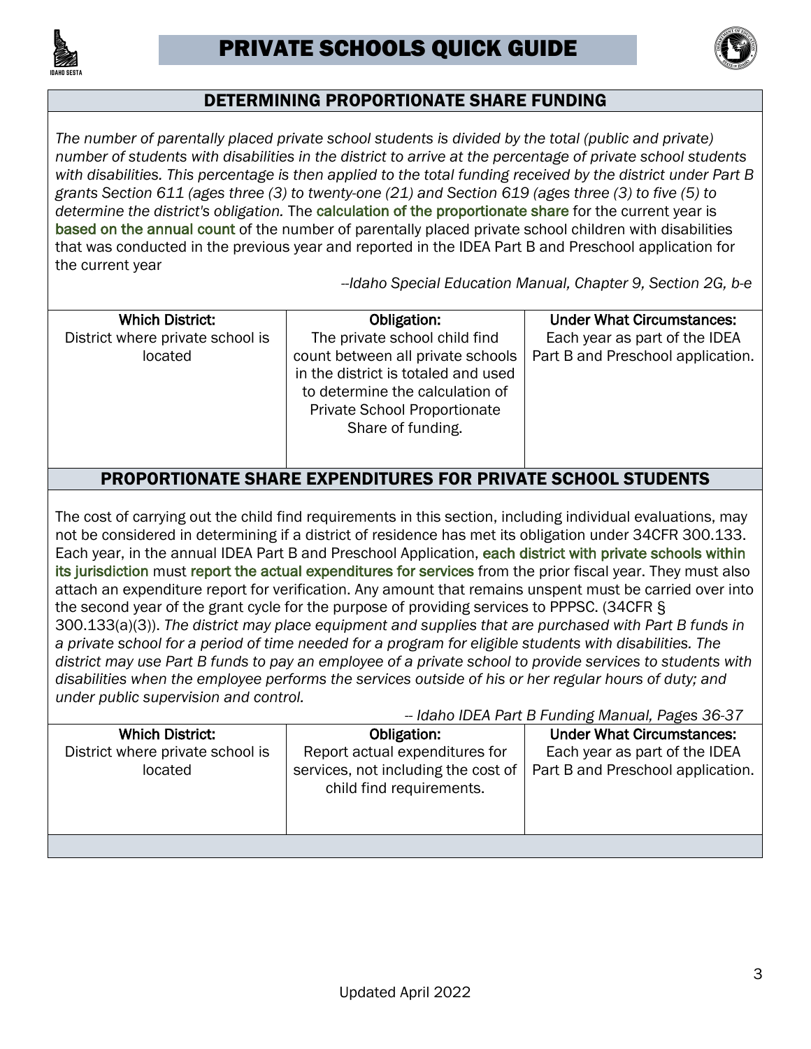# PRIVATE SCHOOLS QUICK GUIDE

## DETERMINING PROPORTIONATE SHARE FUNDING

*The number of parentally placed private school students is divided by the total (public and private) number of students with disabilities in the district to arrive at the percentage of private school students with disabilities. This percentage is then applied to the total funding received by the district under Part B grants Section 611 (ages three (3) to twenty-one (21) and Section 619 (ages three (3) to five (5) to determine the district's obligation.* The calculation of the proportionate share for the current year is based on the annual count of the number of parentally placed private school children with disabilities that was conducted in the previous year and reported in the IDEA Part B and Preschool application for the current year

*--Idaho Special Education Manual, Chapter 9, Section 2G, b-e*

| Which District: | Obligation: | Under What Circumstances: |
|---|---|---|
| District where private school is located | The private school child find count between all private schools in the district is totaled and used to determine the calculation of Private School Proportionate Share of funding. | Each year as part of the IDEA Part B and Preschool application. |

## PROPORTIONATE SHARE EXPENDITURES FOR PRIVATE SCHOOL STUDENTS

The cost of carrying out the child find requirements in this section, including individual evaluations, may not be considered in determining if a district of residence has met its obligation under 34CFR 300.133. Each year, in the annual IDEA Part B and Preschool Application, each district with private schools within its jurisdiction must report the actual expenditures for services from the prior fiscal year. They must also attach an expenditure report for verification. Any amount that remains unspent must be carried over into the second year of the grant cycle for the purpose of providing services to PPPSC. (34CFR § 300.133(a)(3)). *The district may place equipment and supplies that are purchased with Part B funds in a private school for a period of time needed for a program for eligible students with disabilities. The district may use Part B funds to pay an employee of a private school to provide services to students with disabilities when the employee performs the services outside of his or her regular hours of duty; and under public supervision and control.*

*-- Idaho IDEA Part B Funding Manual, Pages 36-37*

| Which District: | Obligation: | Under What Circumstances: |
|---|---|---|
| District where private school is located | Report actual expenditures for services, not including the cost of child find requirements. | Each year as part of the IDEA Part B and Preschool application. |

Updated April 2022